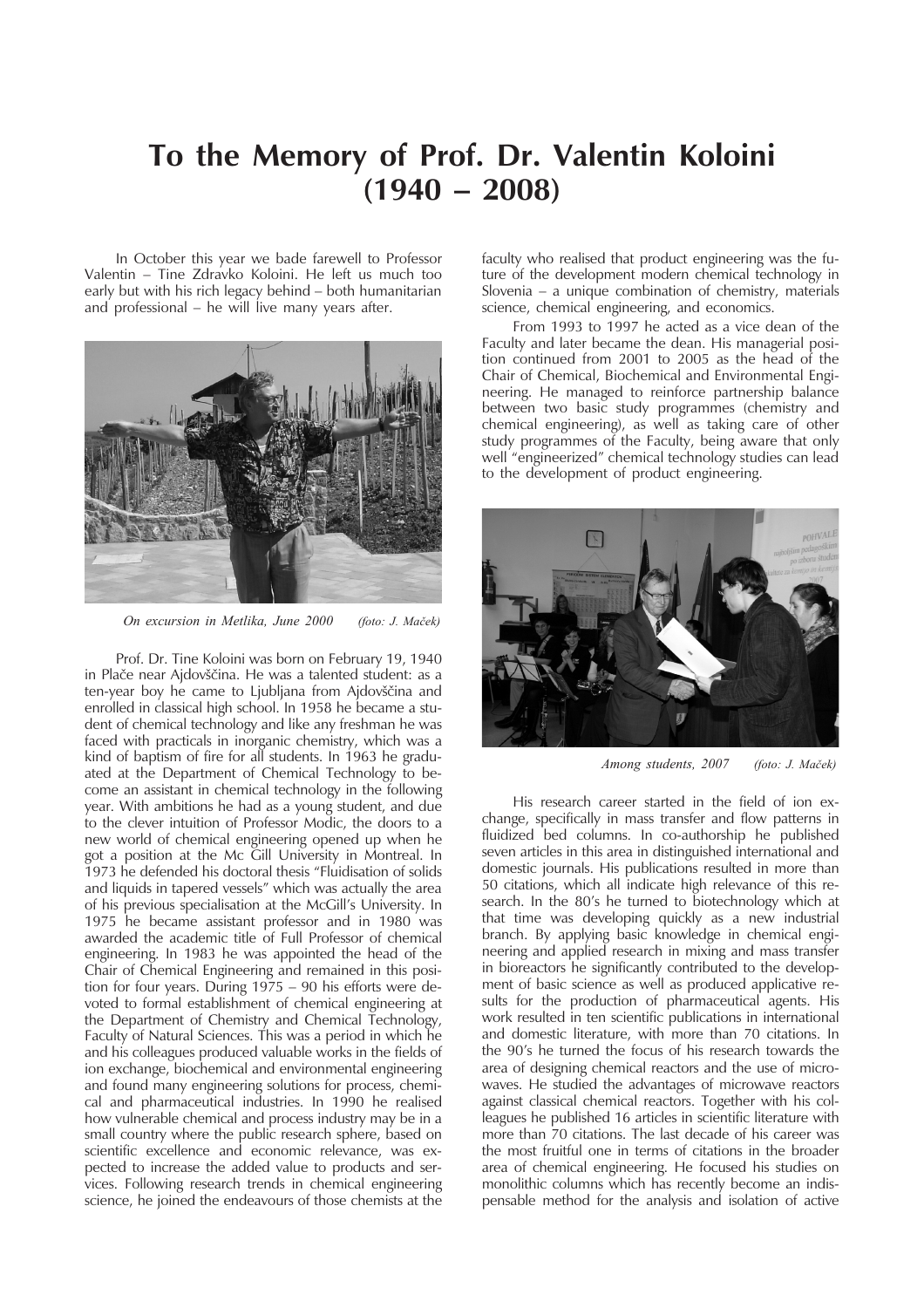# To the Memory of Prof. Dr. Valentin Koloini (1940 – 2008)

In October this year we bade farewell to Professor Valentin – Tine Zdravko Koloini. He left us much too early but with his rich legacy behind – both humanitarian and professional – he will live many years after.

*On excursion in Metlika, June 2000* *(foto: J. Maček)*

Prof. Dr. Tine Koloini was born on February 19, 1940 in Plače near Ajdovščina. He was a talented student: as a ten-year boy he came to Ljubljana from Ajdovščina and enrolled in classical high school. In 1958 he became a student of chemical technology and like any freshman he was faced with practicals in inorganic chemistry, which was a kind of baptism of fire for all students. In 1963 he graduated at the Department of Chemical Technology to become an assistant in chemical technology in the following year. With ambitions he had as a young student, and due to the clever intuition of Professor Modic, the doors to a new world of chemical engineering opened up when he got a position at the Mc Gill University in Montreal. In 1973 he defended his doctoral thesis "Fluidisation of solids and liquids in tapered vessels" which was actually the area of his previous specialisation at the McGill's University. In 1975 he became assistant professor and in 1980 was awarded the academic title of Full Professor of chemical engineering. In 1983 he was appointed the head of the Chair of Chemical Engineering and remained in this position for four years. During 1975 – 90 his efforts were devoted to formal establishment of chemical engineering at the Department of Chemistry and Chemical Technology, Faculty of Natural Sciences. This was a period in which he and his colleagues produced valuable works in the fields of ion exchange, biochemical and environmental engineering and found many engineering solutions for process, chemical and pharmaceutical industries. In 1990 he realised how vulnerable chemical and process industry may be in a small country where the public research sphere, based on scientific excellence and economic relevance, was expected to increase the added value to products and services. Following research trends in chemical engineering science, he joined the endeavours of those chemists at the faculty who realised that product engineering was the future of the development modern chemical technology in Slovenia – a unique combination of chemistry, materials science, chemical engineering, and economics.

From 1993 to 1997 he acted as a vice dean of the Faculty and later became the dean. His managerial position continued from 2001 to 2005 as the head of the Chair of Chemical, Biochemical and Environmental Engineering. He managed to reinforce partnership balance between two basic study programmes (chemistry and chemical engineering), as well as taking care of other study programmes of the Faculty, being aware that only well "engineerized" chemical technology studies can lead to the development of product engineering.

*Among students, 2007* *(foto: J. Maček)*

His research career started in the field of ion exchange, specifically in mass transfer and flow patterns in fluidized bed columns. In co-authorship he published seven articles in this area in distinguished international and domestic journals. His publications resulted in more than 50 citations, which all indicate high relevance of this research. In the 80's he turned to biotechnology which at that time was developing quickly as a new industrial branch. By applying basic knowledge in chemical engineering and applied research in mixing and mass transfer in bioreactors he significantly contributed to the development of basic science as well as produced applicative results for the production of pharmaceutical agents. His work resulted in ten scientific publications in international and domestic literature, with more than 70 citations. In the 90's he turned the focus of his research towards the area of designing chemical reactors and the use of microwaves. He studied the advantages of microwave reactors against classical chemical reactors. Together with his colleagues he published 16 articles in scientific literature with more than 70 citations. The last decade of his career was the most fruitful one in terms of citations in the broader area of chemical engineering. He focused his studies on monolithic columns which has recently become an indispensable method for the analysis and isolation of active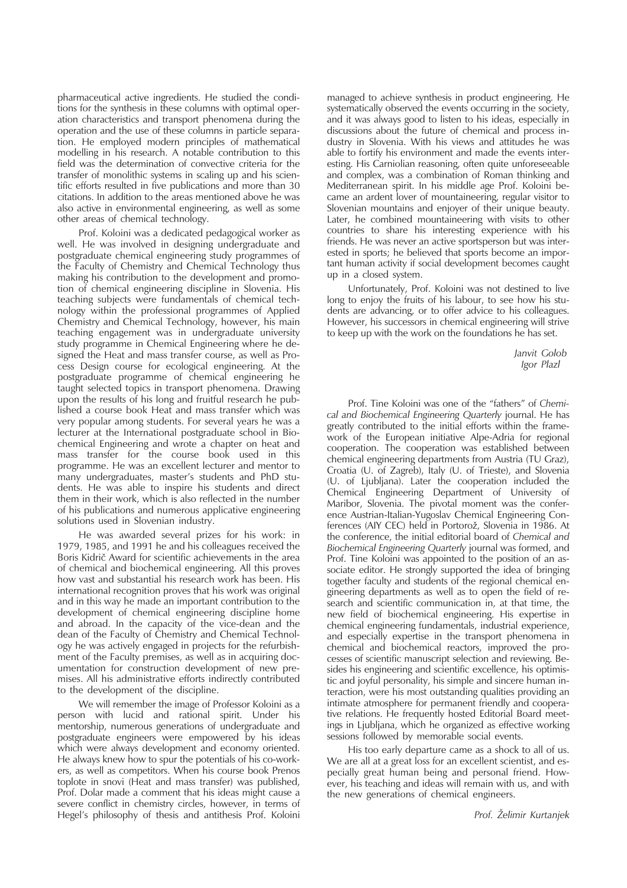pharmaceutical active ingredients. He studied the conditions for the synthesis in these columns with optimal operation characteristics and transport phenomena during the operation and the use of these columns in particle separation. He employed modern principles of mathematical modelling in his research. A notable contribution to this field was the determination of convective criteria for the transfer of monolithic systems in scaling up and his scientific efforts resulted in five publications and more than 30 citations. In addition to the areas mentioned above he was also active in environmental engineering, as well as some other areas of chemical technology.

Prof. Koloini was a dedicated pedagogical worker as well. He was involved in designing undergraduate and postgraduate chemical engineering study programmes of the Faculty of Chemistry and Chemical Technology thus making his contribution to the development and promotion of chemical engineering discipline in Slovenia. His teaching subjects were fundamentals of chemical technology within the professional programmes of Applied Chemistry and Chemical Technology, however, his main teaching engagement was in undergraduate university study programme in Chemical Engineering where he designed the Heat and mass transfer course, as well as Process Design course for ecological engineering. At the postgraduate programme of chemical engineering he taught selected topics in transport phenomena. Drawing upon the results of his long and fruitful research he published a course book Heat and mass transfer which was very popular among students. For several years he was a lecturer at the International postgraduate school in Biochemical Engineering and wrote a chapter on heat and mass transfer for the course book used in this programme. He was an excellent lecturer and mentor to many undergraduates, master's students and PhD students. He was able to inspire his students and direct them in their work, which is also reflected in the number of his publications and numerous applicative engineering solutions used in Slovenian industry.

He was awarded several prizes for his work: in 1979, 1985, and 1991 he and his colleagues received the Boris Kidrič Award for scientific achievements in the area of chemical and biochemical engineering. All this proves how vast and substantial his research work has been. His international recognition proves that his work was original and in this way he made an important contribution to the development of chemical engineering discipline home and abroad. In the capacity of the vice-dean and the dean of the Faculty of Chemistry and Chemical Technology he was actively engaged in projects for the refurbishment of the Faculty premises, as well as in acquiring documentation for construction development of new premises. All his administrative efforts indirectly contributed to the development of the discipline.

We will remember the image of Professor Koloini as a person with lucid and rational spirit. Under his mentorship, numerous generations of undergraduate and postgraduate engineers were empowered by his ideas which were always development and economy oriented. He always knew how to spur the potentials of his co-workers, as well as competitors. When his course book Prenos toplote in snovi (Heat and mass transfer) was published, Prof. Dolar made a comment that his ideas might cause a severe conflict in chemistry circles, however, in terms of Hegel's philosophy of thesis and antithesis Prof. Koloini managed to achieve synthesis in product engineering. He systematically observed the events occurring in the society, and it was always good to listen to his ideas, especially in discussions about the future of chemical and process industry in Slovenia. With his views and attitudes he was able to fortify his environment and made the events interesting. His Carniolian reasoning, often quite unforeseeable and complex, was a combination of Roman thinking and Mediterranean spirit. In his middle age Prof. Koloini became an ardent lover of mountaineering, regular visitor to Slovenian mountains and enjoyer of their unique beauty. Later, he combined mountaineering with visits to other countries to share his interesting experience with his friends. He was never an active sportsperson but was interested in sports; he believed that sports become an important human activity if social development becomes caught up in a closed system.

Unfortunately, Prof. Koloini was not destined to live long to enjoy the fruits of his labour, to see how his students are advancing, or to offer advice to his colleagues. However, his successors in chemical engineering will strive to keep up with the work on the foundations he has set.

*Janvit Golob*
*Igor Plazl*

Prof. Tine Koloini was one of the "fathers" of *Chemical and Biochemical Engineering Quarterly* journal. He has greatly contributed to the initial efforts within the framework of the European initiative Alpe-Adria for regional cooperation. The cooperation was established between chemical engineering departments from Austria (TU Graz), Croatia (U. of Zagreb), Italy (U. of Trieste), and Slovenia (U. of Ljubljana). Later the cooperation included the Chemical Engineering Department of University of Maribor, Slovenia. The pivotal moment was the conference Austrian-Italian-Yugoslav Chemical Engineering Conferences (AIY CEC) held in Portorož, Slovenia in 1986. At the conference, the initial editorial board of *Chemical and Biochemical Engineering Quarterly* journal was formed, and Prof. Tine Koloini was appointed to the position of an associate editor. He strongly supported the idea of bringing together faculty and students of the regional chemical engineering departments as well as to open the field of research and scientific communication in, at that time, the new field of biochemical engineering. His expertise in chemical engineering fundamentals, industrial experience, and especially expertise in the transport phenomena in chemical and biochemical reactors, improved the processes of scientific manuscript selection and reviewing. Besides his engineering and scientific excellence, his optimistic and joyful personality, his simple and sincere human interaction, were his most outstanding qualities providing an intimate atmosphere for permanent friendly and cooperative relations. He frequently hosted Editorial Board meetings in Ljubljana, which he organized as effective working sessions followed by memorable social events.

His too early departure came as a shock to all of us. We are all at a great loss for an excellent scientist, and especially great human being and personal friend. However, his teaching and ideas will remain with us, and with the new generations of chemical engineers.

*Prof. Želimir Kurtanjek*